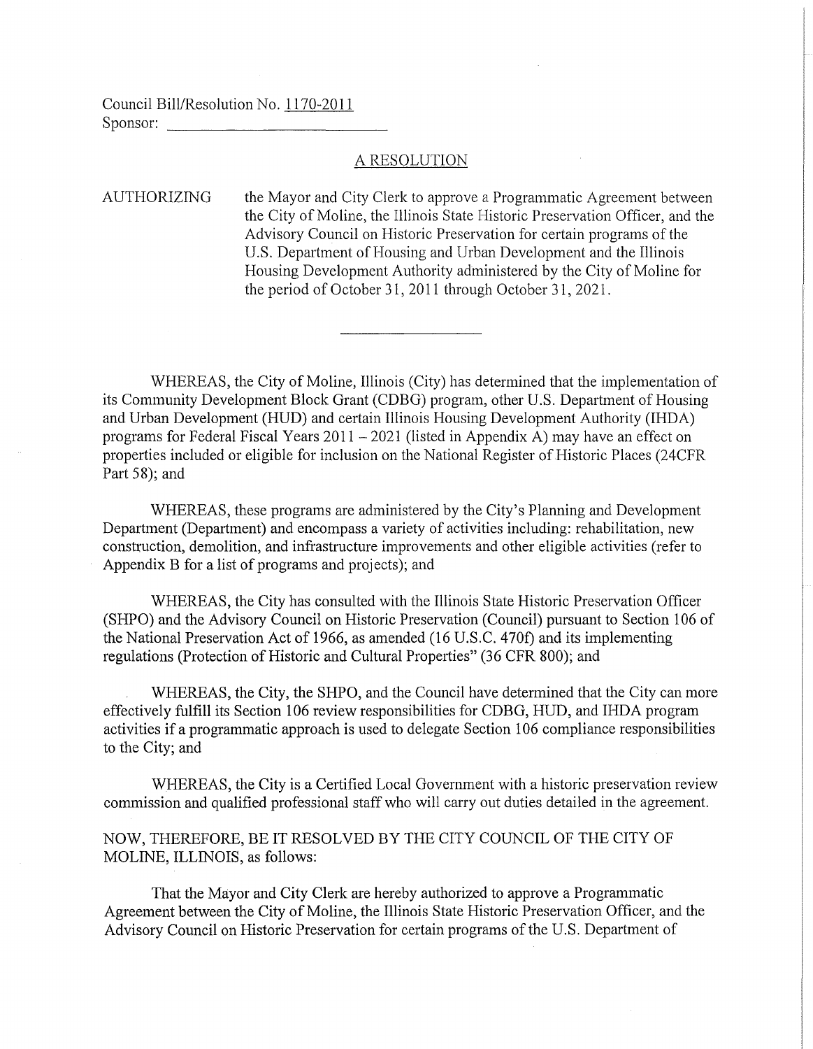Council Bill/Resolution No. 1170-2011
Sponsor: ____________________________

## A RESOLUTION

AUTHORIZING the Mayor and City Clerk to approve a Programmatic Agreement between the City of Moline, the Illinois State Historic Preservation Officer, and the Advisory Council on Historic Preservation for certain programs of the U.S. Department of Housing and Urban Development and the Illinois Housing Development Authority administered by the City of Moline for the period of October 31, 2011 through October 31, 2021.

---

WHEREAS, the City of Moline, Illinois (City) has determined that the implementation of its Community Development Block Grant (CDBG) program, other U.S. Department of Housing and Urban Development (HUD) and certain Illinois Housing Development Authority (IHDA) programs for Federal Fiscal Years 2011 – 2021 (listed in Appendix A) may have an effect on properties included or eligible for inclusion on the National Register of Historic Places (24CFR Part 58); and

WHEREAS, these programs are administered by the City's Planning and Development Department (Department) and encompass a variety of activities including: rehabilitation, new construction, demolition, and infrastructure improvements and other eligible activities (refer to Appendix B for a list of programs and projects); and

WHEREAS, the City has consulted with the Illinois State Historic Preservation Officer (SHPO) and the Advisory Council on Historic Preservation (Council) pursuant to Section 106 of the National Preservation Act of 1966, as amended (16 U.S.C. 470f) and its implementing regulations (Protection of Historic and Cultural Properties" (36 CFR 800); and

WHEREAS, the City, the SHPO, and the Council have determined that the City can more effectively fulfill its Section 106 review responsibilities for CDBG, HUD, and IHDA program activities if a programmatic approach is used to delegate Section 106 compliance responsibilities to the City; and

WHEREAS, the City is a Certified Local Government with a historic preservation review commission and qualified professional staff who will carry out duties detailed in the agreement.

NOW, THEREFORE, BE IT RESOLVED BY THE CITY COUNCIL OF THE CITY OF MOLINE, ILLINOIS, as follows:

That the Mayor and City Clerk are hereby authorized to approve a Programmatic Agreement between the City of Moline, the Illinois State Historic Preservation Officer, and the Advisory Council on Historic Preservation for certain programs of the U.S. Department of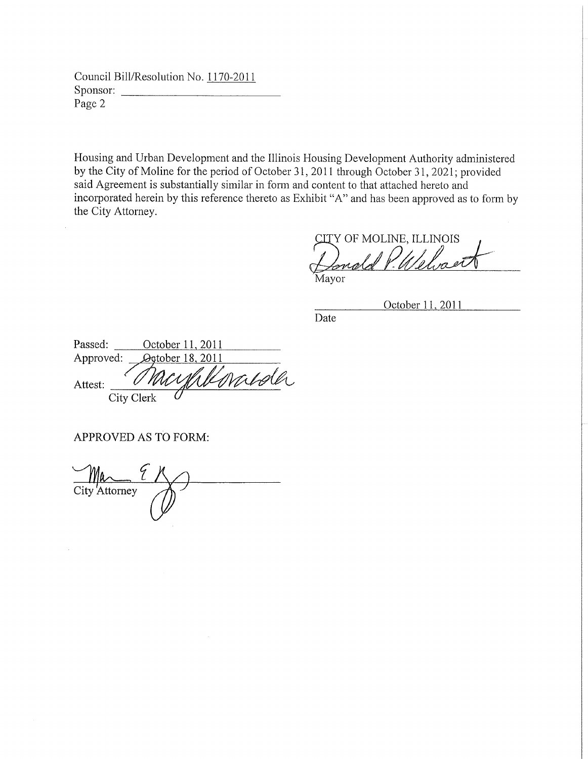Council Bill/Resolution No. 1170-2011
Sponsor: ____________________
Page 2

Housing and Urban Development and the Illinois Housing Development Authority administered by the City of Moline for the period of October 31, 2011 through October 31, 2021; provided said Agreement is substantially similar in form and content to that attached hereto and incorporated herein by this reference thereto as Exhibit "A" and has been approved as to form by the City Attorney.

CITY OF MOLINE, ILLINOIS

Donald P. Welvaert
Mayor

October 11, 2011
Date

Passed: October 11, 2011
Approved: October 18, 2011
Attest: ____________________
City Clerk

APPROVED AS TO FORM:

____________________
City Attorney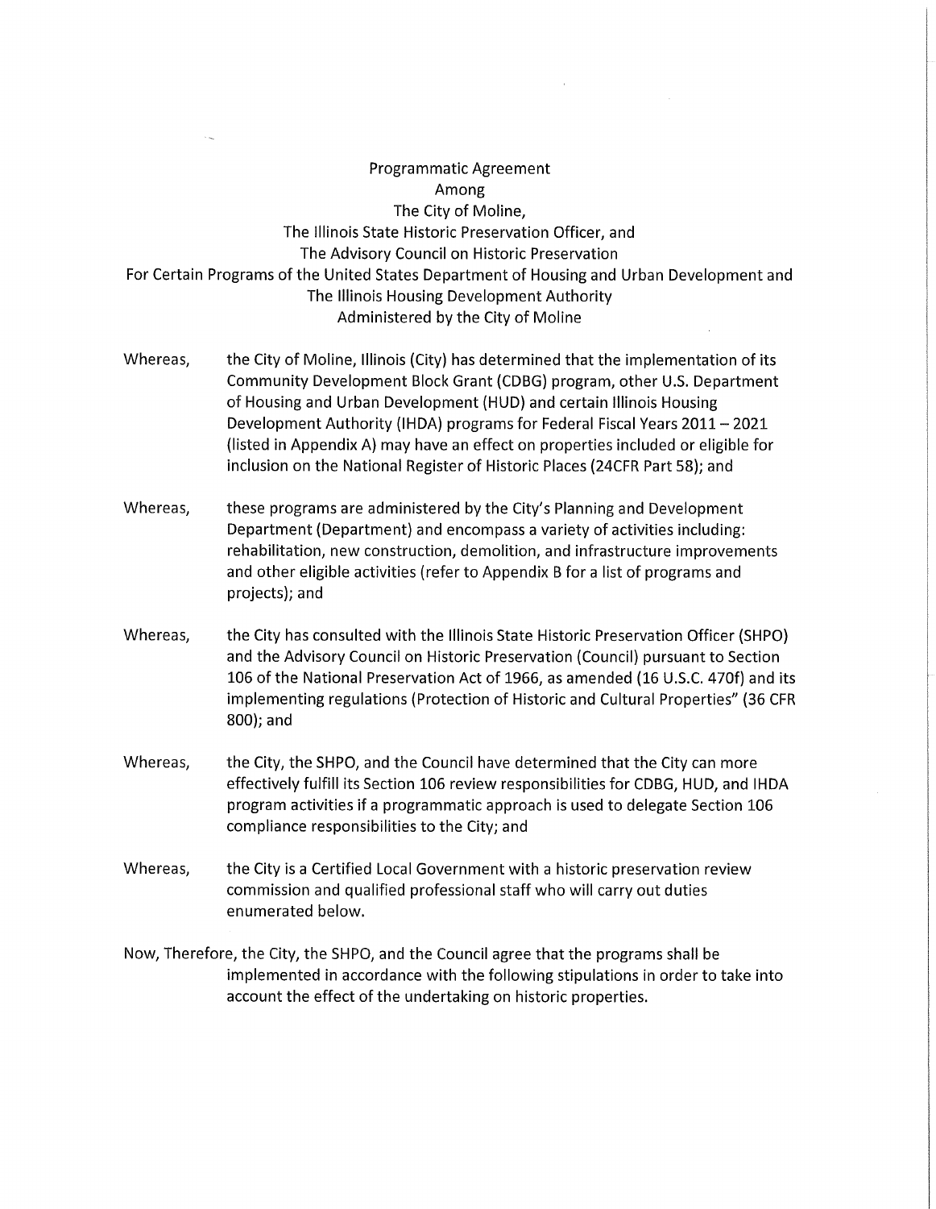# Programmatic Agreement
## Among
## The City of Moline,
## The Illinois State Historic Preservation Officer, and
## The Advisory Council on Historic Preservation
## For Certain Programs of the United States Department of Housing and Urban Development and The Illinois Housing Development Authority
## Administered by the City of Moline

Whereas, the City of Moline, Illinois (City) has determined that the implementation of its Community Development Block Grant (CDBG) program, other U.S. Department of Housing and Urban Development (HUD) and certain Illinois Housing Development Authority (IHDA) programs for Federal Fiscal Years 2011 – 2021 (listed in Appendix A) may have an effect on properties included or eligible for inclusion on the National Register of Historic Places (24CFR Part 58); and

Whereas, these programs are administered by the City's Planning and Development Department (Department) and encompass a variety of activities including: rehabilitation, new construction, demolition, and infrastructure improvements and other eligible activities (refer to Appendix B for a list of programs and projects); and

Whereas, the City has consulted with the Illinois State Historic Preservation Officer (SHPO) and the Advisory Council on Historic Preservation (Council) pursuant to Section 106 of the National Preservation Act of 1966, as amended (16 U.S.C. 470f) and its implementing regulations (Protection of Historic and Cultural Properties" (36 CFR 800); and

Whereas, the City, the SHPO, and the Council have determined that the City can more effectively fulfill its Section 106 review responsibilities for CDBG, HUD, and IHDA program activities if a programmatic approach is used to delegate Section 106 compliance responsibilities to the City; and

Whereas, the City is a Certified Local Government with a historic preservation review commission and qualified professional staff who will carry out duties enumerated below.

Now, Therefore, the City, the SHPO, and the Council agree that the programs shall be implemented in accordance with the following stipulations in order to take into account the effect of the undertaking on historic properties.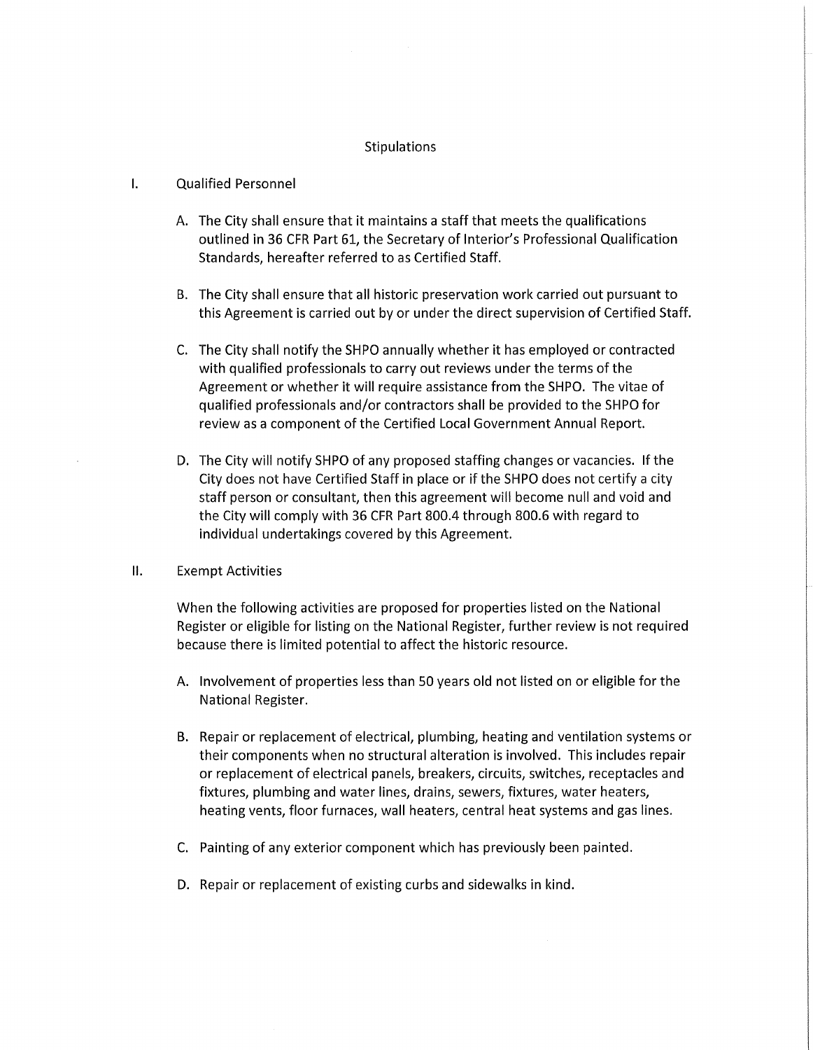## Stipulations

I. Qualified Personnel

A. The City shall ensure that it maintains a staff that meets the qualifications outlined in 36 CFR Part 61, the Secretary of Interior's Professional Qualification Standards, hereafter referred to as Certified Staff.

B. The City shall ensure that all historic preservation work carried out pursuant to this Agreement is carried out by or under the direct supervision of Certified Staff.

C. The City shall notify the SHPO annually whether it has employed or contracted with qualified professionals to carry out reviews under the terms of the Agreement or whether it will require assistance from the SHPO. The vitae of qualified professionals and/or contractors shall be provided to the SHPO for review as a component of the Certified Local Government Annual Report.

D. The City will notify SHPO of any proposed staffing changes or vacancies. If the City does not have Certified Staff in place or if the SHPO does not certify a city staff person or consultant, then this agreement will become null and void and the City will comply with 36 CFR Part 800.4 through 800.6 with regard to individual undertakings covered by this Agreement.

II. Exempt Activities

When the following activities are proposed for properties listed on the National Register or eligible for listing on the National Register, further review is not required because there is limited potential to affect the historic resource.

A. Involvement of properties less than 50 years old not listed on or eligible for the National Register.

B. Repair or replacement of electrical, plumbing, heating and ventilation systems or their components when no structural alteration is involved. This includes repair or replacement of electrical panels, breakers, circuits, switches, receptacles and fixtures, plumbing and water lines, drains, sewers, fixtures, water heaters, heating vents, floor furnaces, wall heaters, central heat systems and gas lines.

C. Painting of any exterior component which has previously been painted.

D. Repair or replacement of existing curbs and sidewalks in kind.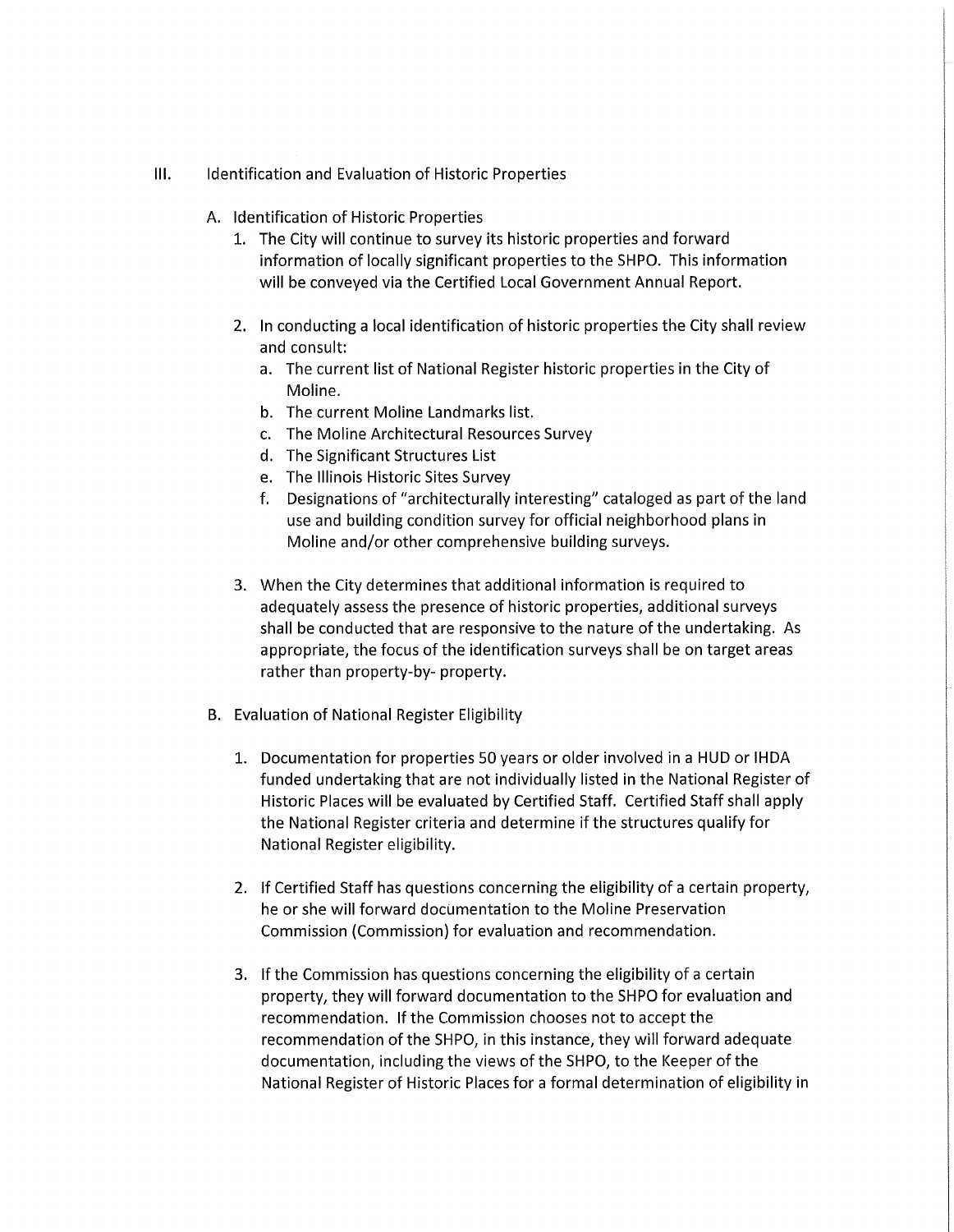III. Identification and Evaluation of Historic Properties

A. Identification of Historic Properties

1. The City will continue to survey its historic properties and forward information of locally significant properties to the SHPO. This information will be conveyed via the Certified Local Government Annual Report.

2. In conducting a local identification of historic properties the City shall review and consult:
   a. The current list of National Register historic properties in the City of Moline.
   b. The current Moline Landmarks list.
   c. The Moline Architectural Resources Survey
   d. The Significant Structures List
   e. The Illinois Historic Sites Survey
   f. Designations of "architecturally interesting" cataloged as part of the land use and building condition survey for official neighborhood plans in Moline and/or other comprehensive building surveys.

3. When the City determines that additional information is required to adequately assess the presence of historic properties, additional surveys shall be conducted that are responsive to the nature of the undertaking. As appropriate, the focus of the identification surveys shall be on target areas rather than property-by- property.

B. Evaluation of National Register Eligibility

1. Documentation for properties 50 years or older involved in a HUD or IHDA funded undertaking that are not individually listed in the National Register of Historic Places will be evaluated by Certified Staff. Certified Staff shall apply the National Register criteria and determine if the structures qualify for National Register eligibility.

2. If Certified Staff has questions concerning the eligibility of a certain property, he or she will forward documentation to the Moline Preservation Commission (Commission) for evaluation and recommendation.

3. If the Commission has questions concerning the eligibility of a certain property, they will forward documentation to the SHPO for evaluation and recommendation. If the Commission chooses not to accept the recommendation of the SHPO, in this instance, they will forward adequate documentation, including the views of the SHPO, to the Keeper of the National Register of Historic Places for a formal determination of eligibility in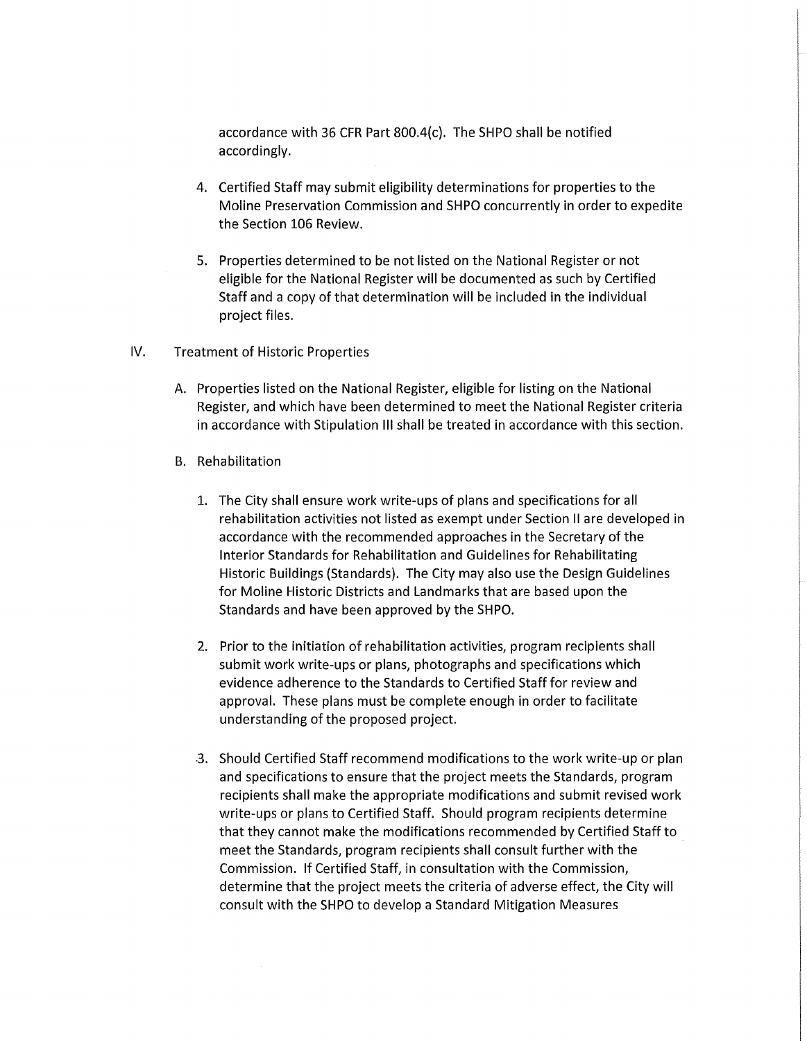accordance with 36 CFR Part 800.4(c). The SHPO shall be notified accordingly.

4. Certified Staff may submit eligibility determinations for properties to the Moline Preservation Commission and SHPO concurrently in order to expedite the Section 106 Review.

5. Properties determined to be not listed on the National Register or not eligible for the National Register will be documented as such by Certified Staff and a copy of that determination will be included in the individual project files.

IV. Treatment of Historic Properties

A. Properties listed on the National Register, eligible for listing on the National Register, and which have been determined to meet the National Register criteria in accordance with Stipulation III shall be treated in accordance with this section.

B. Rehabilitation

1. The City shall ensure work write-ups of plans and specifications for all rehabilitation activities not listed as exempt under Section II are developed in accordance with the recommended approaches in the Secretary of the Interior Standards for Rehabilitation and Guidelines for Rehabilitating Historic Buildings (Standards). The City may also use the Design Guidelines for Moline Historic Districts and Landmarks that are based upon the Standards and have been approved by the SHPO.

2. Prior to the initiation of rehabilitation activities, program recipients shall submit work write-ups or plans, photographs and specifications which evidence adherence to the Standards to Certified Staff for review and approval. These plans must be complete enough in order to facilitate understanding of the proposed project.

3. Should Certified Staff recommend modifications to the work write-up or plan and specifications to ensure that the project meets the Standards, program recipients shall make the appropriate modifications and submit revised work write-ups or plans to Certified Staff. Should program recipients determine that they cannot make the modifications recommended by Certified Staff to meet the Standards, program recipients shall consult further with the Commission. If Certified Staff, in consultation with the Commission, determine that the project meets the criteria of adverse effect, the City will consult with the SHPO to develop a Standard Mitigation Measures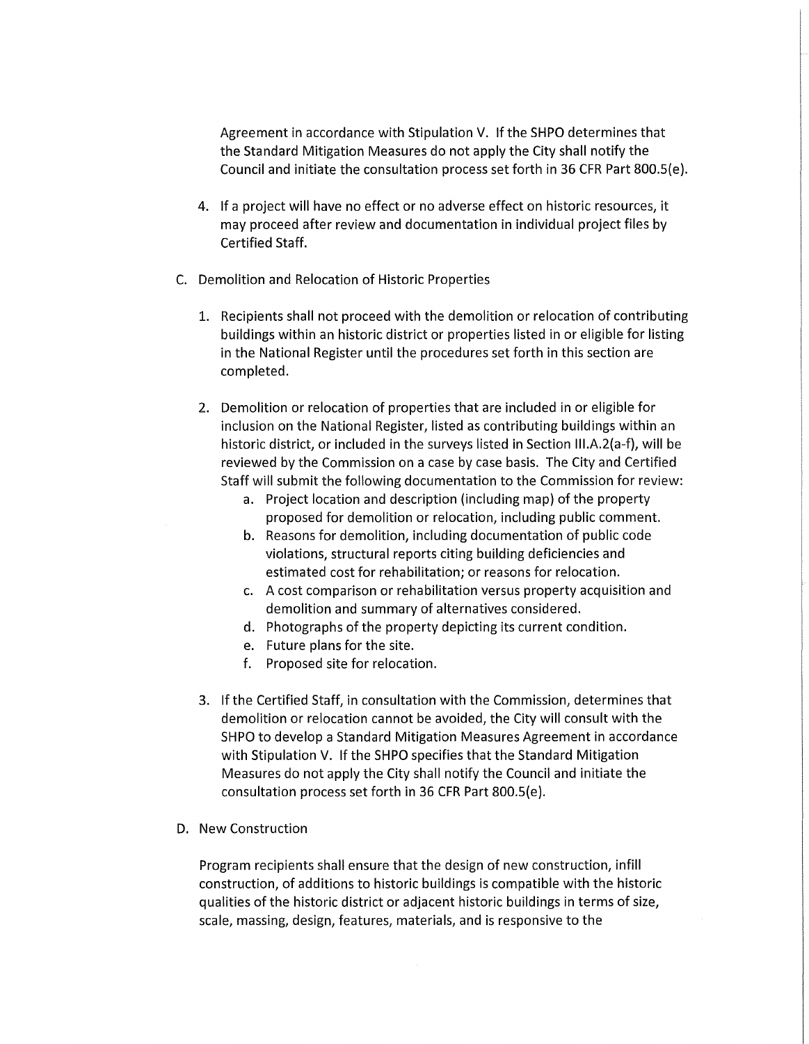Agreement in accordance with Stipulation V. If the SHPO determines that the Standard Mitigation Measures do not apply the City shall notify the Council and initiate the consultation process set forth in 36 CFR Part 800.5(e).

4. If a project will have no effect or no adverse effect on historic resources, it may proceed after review and documentation in individual project files by Certified Staff.

C. Demolition and Relocation of Historic Properties

1. Recipients shall not proceed with the demolition or relocation of contributing buildings within an historic district or properties listed in or eligible for listing in the National Register until the procedures set forth in this section are completed.

2. Demolition or relocation of properties that are included in or eligible for inclusion on the National Register, listed as contributing buildings within an historic district, or included in the surveys listed in Section III.A.2(a-f), will be reviewed by the Commission on a case by case basis. The City and Certified Staff will submit the following documentation to the Commission for review:
   a. Project location and description (including map) of the property proposed for demolition or relocation, including public comment.
   b. Reasons for demolition, including documentation of public code violations, structural reports citing building deficiencies and estimated cost for rehabilitation; or reasons for relocation.
   c. A cost comparison or rehabilitation versus property acquisition and demolition and summary of alternatives considered.
   d. Photographs of the property depicting its current condition.
   e. Future plans for the site.
   f. Proposed site for relocation.

3. If the Certified Staff, in consultation with the Commission, determines that demolition or relocation cannot be avoided, the City will consult with the SHPO to develop a Standard Mitigation Measures Agreement in accordance with Stipulation V. If the SHPO specifies that the Standard Mitigation Measures do not apply the City shall notify the Council and initiate the consultation process set forth in 36 CFR Part 800.5(e).

D. New Construction

Program recipients shall ensure that the design of new construction, infill construction, of additions to historic buildings is compatible with the historic qualities of the historic district or adjacent historic buildings in terms of size, scale, massing, design, features, materials, and is responsive to the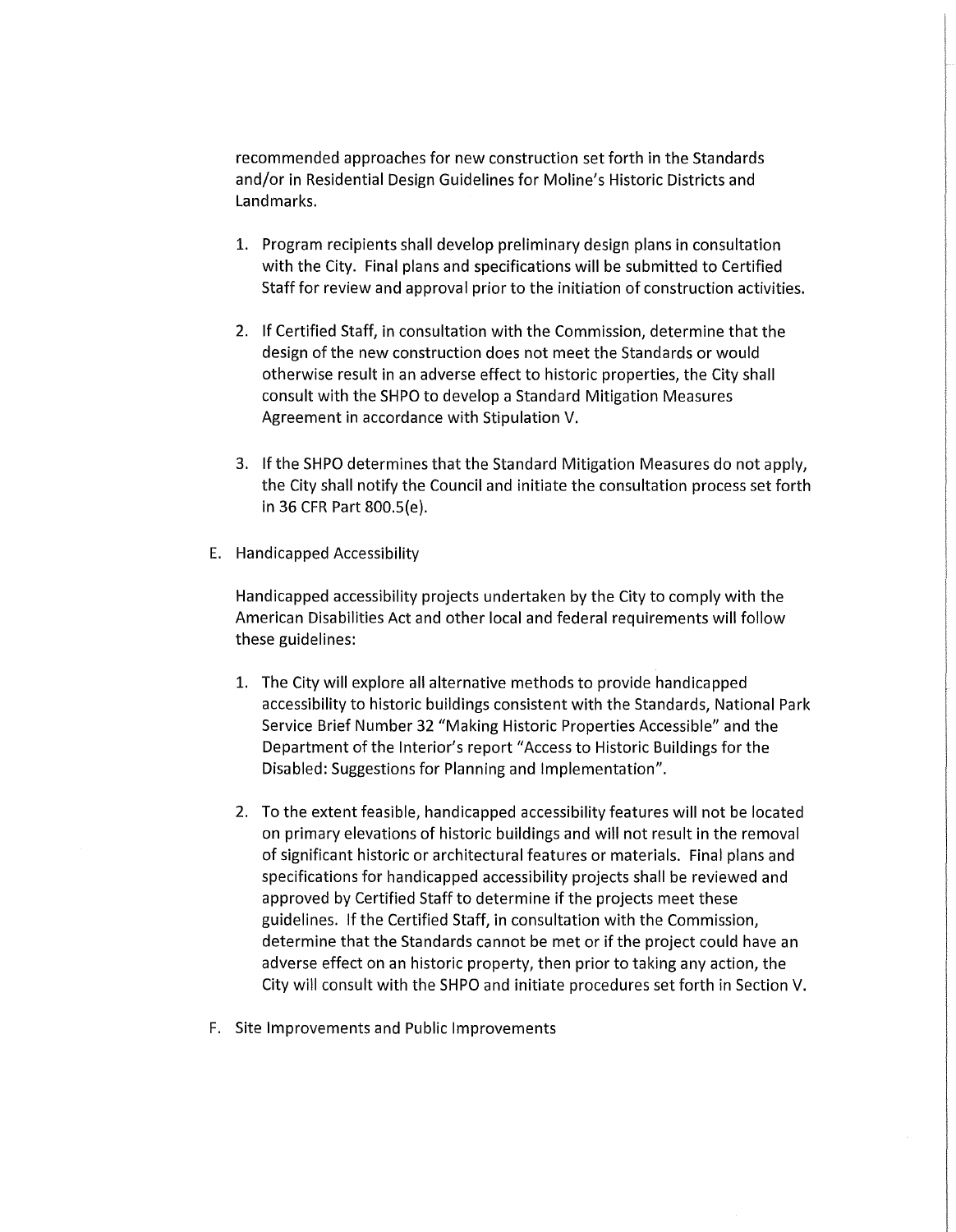recommended approaches for new construction set forth in the Standards and/or in Residential Design Guidelines for Moline's Historic Districts and Landmarks.

1. Program recipients shall develop preliminary design plans in consultation with the City. Final plans and specifications will be submitted to Certified Staff for review and approval prior to the initiation of construction activities.

2. If Certified Staff, in consultation with the Commission, determine that the design of the new construction does not meet the Standards or would otherwise result in an adverse effect to historic properties, the City shall consult with the SHPO to develop a Standard Mitigation Measures Agreement in accordance with Stipulation V.

3. If the SHPO determines that the Standard Mitigation Measures do not apply, the City shall notify the Council and initiate the consultation process set forth in 36 CFR Part 800.5(e).

E. Handicapped Accessibility

Handicapped accessibility projects undertaken by the City to comply with the American Disabilities Act and other local and federal requirements will follow these guidelines:

1. The City will explore all alternative methods to provide handicapped accessibility to historic buildings consistent with the Standards, National Park Service Brief Number 32 "Making Historic Properties Accessible" and the Department of the Interior's report "Access to Historic Buildings for the Disabled: Suggestions for Planning and Implementation".

2. To the extent feasible, handicapped accessibility features will not be located on primary elevations of historic buildings and will not result in the removal of significant historic or architectural features or materials. Final plans and specifications for handicapped accessibility projects shall be reviewed and approved by Certified Staff to determine if the projects meet these guidelines. If the Certified Staff, in consultation with the Commission, determine that the Standards cannot be met or if the project could have an adverse effect on an historic property, then prior to taking any action, the City will consult with the SHPO and initiate procedures set forth in Section V.

F. Site Improvements and Public Improvements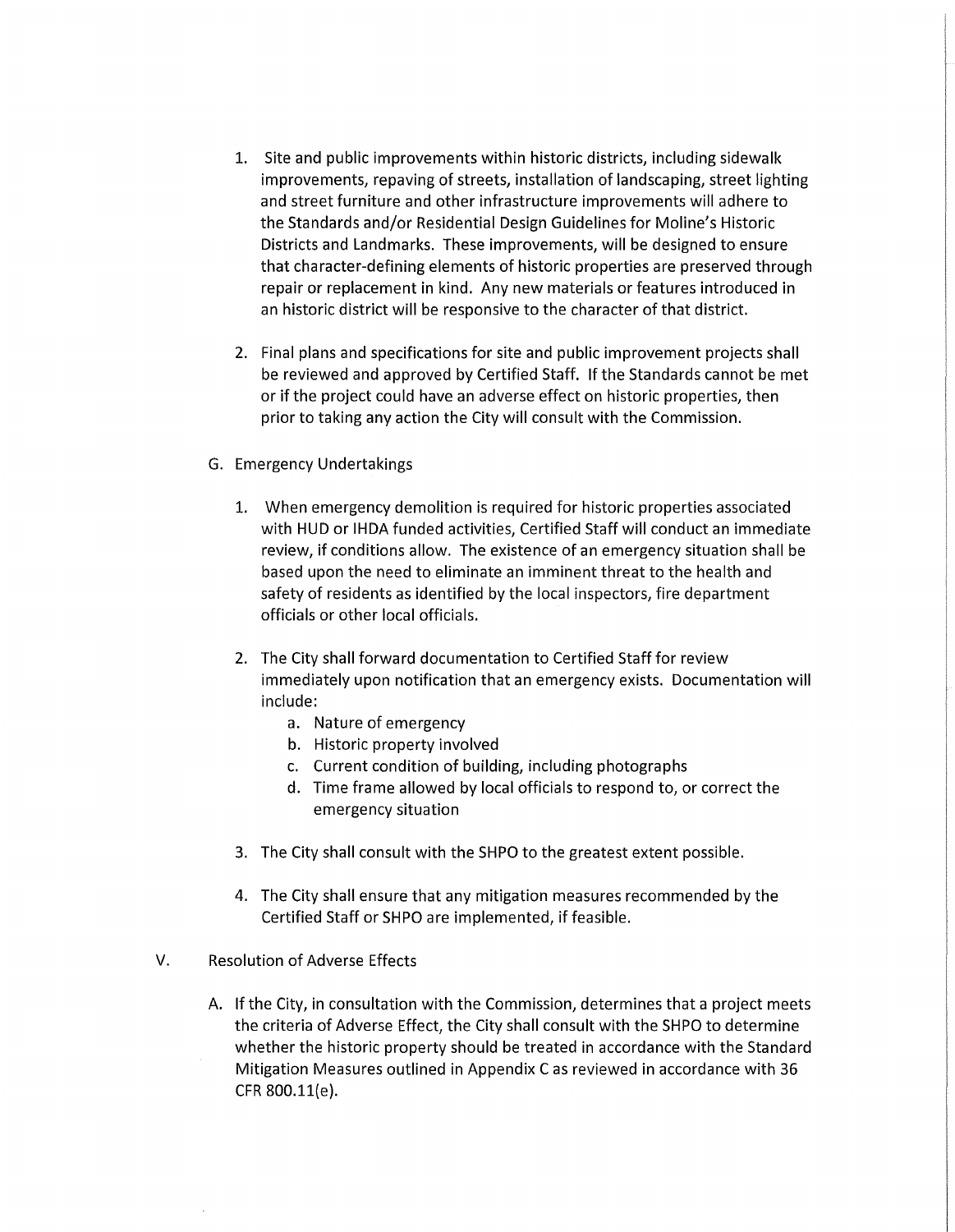1. Site and public improvements within historic districts, including sidewalk improvements, repaving of streets, installation of landscaping, street lighting and street furniture and other infrastructure improvements will adhere to the Standards and/or Residential Design Guidelines for Moline's Historic Districts and Landmarks. These improvements, will be designed to ensure that character-defining elements of historic properties are preserved through repair or replacement in kind. Any new materials or features introduced in an historic district will be responsive to the character of that district.

2. Final plans and specifications for site and public improvement projects shall be reviewed and approved by Certified Staff. If the Standards cannot be met or if the project could have an adverse effect on historic properties, then prior to taking any action the City will consult with the Commission.

G. Emergency Undertakings

1. When emergency demolition is required for historic properties associated with HUD or IHDA funded activities, Certified Staff will conduct an immediate review, if conditions allow. The existence of an emergency situation shall be based upon the need to eliminate an imminent threat to the health and safety of residents as identified by the local inspectors, fire department officials or other local officials.

2. The City shall forward documentation to Certified Staff for review immediately upon notification that an emergency exists. Documentation will include:
   a. Nature of emergency
   b. Historic property involved
   c. Current condition of building, including photographs
   d. Time frame allowed by local officials to respond to, or correct the emergency situation

3. The City shall consult with the SHPO to the greatest extent possible.

4. The City shall ensure that any mitigation measures recommended by the Certified Staff or SHPO are implemented, if feasible.

V. Resolution of Adverse Effects

A. If the City, in consultation with the Commission, determines that a project meets the criteria of Adverse Effect, the City shall consult with the SHPO to determine whether the historic property should be treated in accordance with the Standard Mitigation Measures outlined in Appendix C as reviewed in accordance with 36 CFR 800.11(e).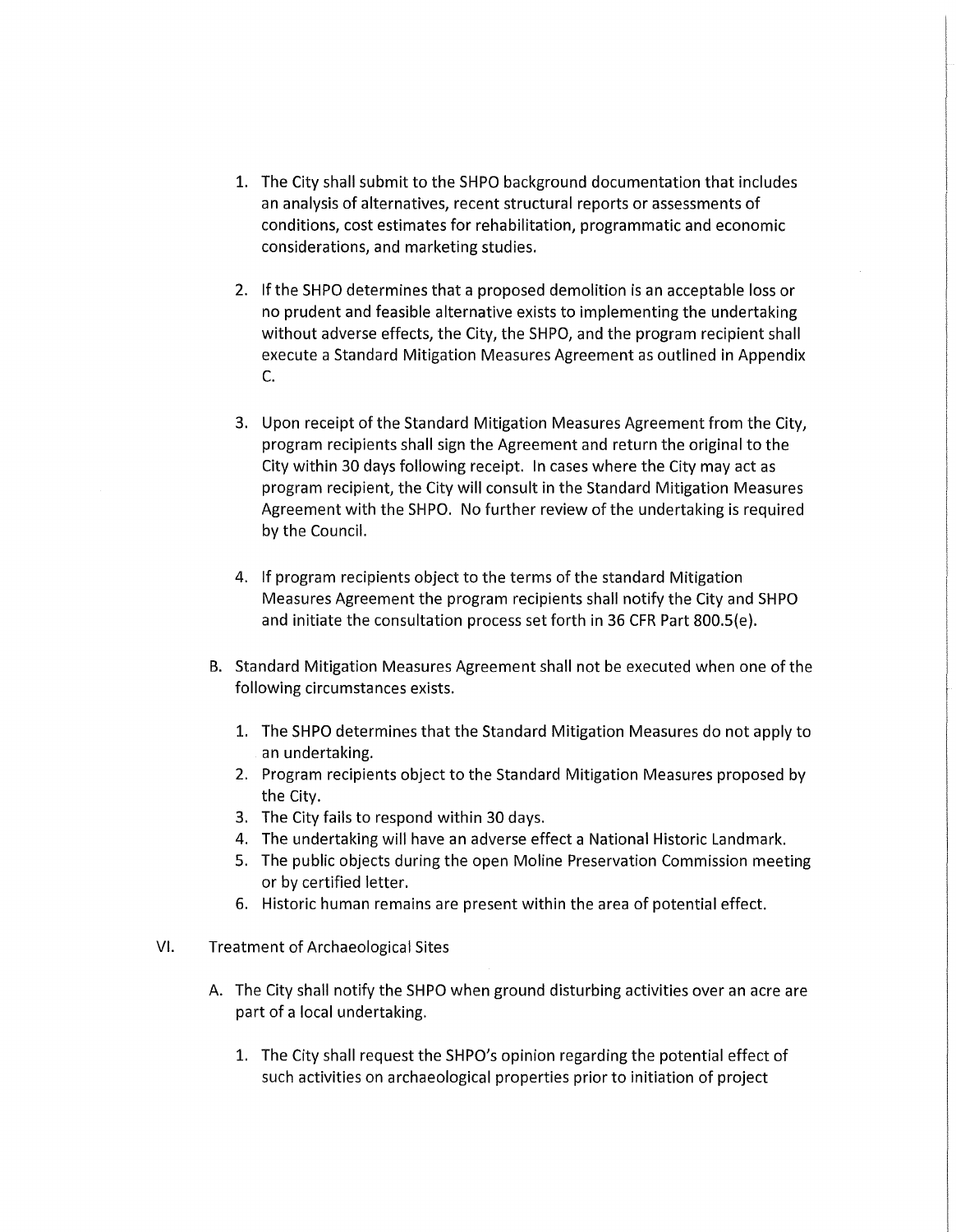1. The City shall submit to the SHPO background documentation that includes an analysis of alternatives, recent structural reports or assessments of conditions, cost estimates for rehabilitation, programmatic and economic considerations, and marketing studies.

2. If the SHPO determines that a proposed demolition is an acceptable loss or no prudent and feasible alternative exists to implementing the undertaking without adverse effects, the City, the SHPO, and the program recipient shall execute a Standard Mitigation Measures Agreement as outlined in Appendix C.

3. Upon receipt of the Standard Mitigation Measures Agreement from the City, program recipients shall sign the Agreement and return the original to the City within 30 days following receipt. In cases where the City may act as program recipient, the City will consult in the Standard Mitigation Measures Agreement with the SHPO. No further review of the undertaking is required by the Council.

4. If program recipients object to the terms of the standard Mitigation Measures Agreement the program recipients shall notify the City and SHPO and initiate the consultation process set forth in 36 CFR Part 800.5(e).

B. Standard Mitigation Measures Agreement shall not be executed when one of the following circumstances exists.

   1. The SHPO determines that the Standard Mitigation Measures do not apply to an undertaking.
   2. Program recipients object to the Standard Mitigation Measures proposed by the City.
   3. The City fails to respond within 30 days.
   4. The undertaking will have an adverse effect a National Historic Landmark.
   5. The public objects during the open Moline Preservation Commission meeting or by certified letter.
   6. Historic human remains are present within the area of potential effect.

VI. Treatment of Archaeological Sites

A. The City shall notify the SHPO when ground disturbing activities over an acre are part of a local undertaking.

   1. The City shall request the SHPO's opinion regarding the potential effect of such activities on archaeological properties prior to initiation of project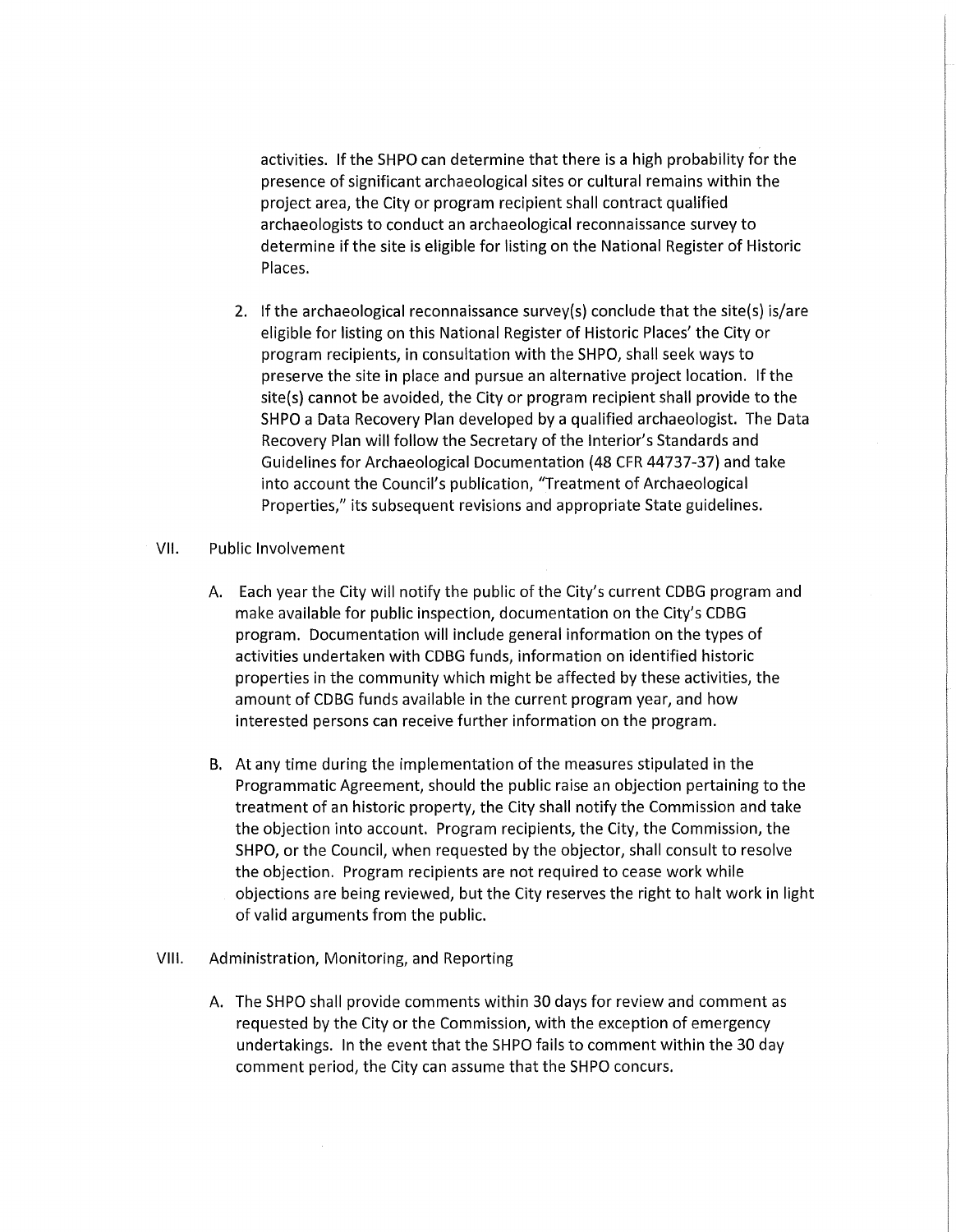activities. If the SHPO can determine that there is a high probability for the presence of significant archaeological sites or cultural remains within the project area, the City or program recipient shall contract qualified archaeologists to conduct an archaeological reconnaissance survey to determine if the site is eligible for listing on the National Register of Historic Places.

2. If the archaeological reconnaissance survey(s) conclude that the site(s) is/are eligible for listing on this National Register of Historic Places' the City or program recipients, in consultation with the SHPO, shall seek ways to preserve the site in place and pursue an alternative project location. If the site(s) cannot be avoided, the City or program recipient shall provide to the SHPO a Data Recovery Plan developed by a qualified archaeologist. The Data Recovery Plan will follow the Secretary of the Interior's Standards and Guidelines for Archaeological Documentation (48 CFR 44737-37) and take into account the Council's publication, "Treatment of Archaeological Properties," its subsequent revisions and appropriate State guidelines.

VII. Public Involvement

A. Each year the City will notify the public of the City's current CDBG program and make available for public inspection, documentation on the City's CDBG program. Documentation will include general information on the types of activities undertaken with CDBG funds, information on identified historic properties in the community which might be affected by these activities, the amount of CDBG funds available in the current program year, and how interested persons can receive further information on the program.

B. At any time during the implementation of the measures stipulated in the Programmatic Agreement, should the public raise an objection pertaining to the treatment of an historic property, the City shall notify the Commission and take the objection into account. Program recipients, the City, the Commission, the SHPO, or the Council, when requested by the objector, shall consult to resolve the objection. Program recipients are not required to cease work while objections are being reviewed, but the City reserves the right to halt work in light of valid arguments from the public.

VIII. Administration, Monitoring, and Reporting

A. The SHPO shall provide comments within 30 days for review and comment as requested by the City or the Commission, with the exception of emergency undertakings. In the event that the SHPO fails to comment within the 30 day comment period, the City can assume that the SHPO concurs.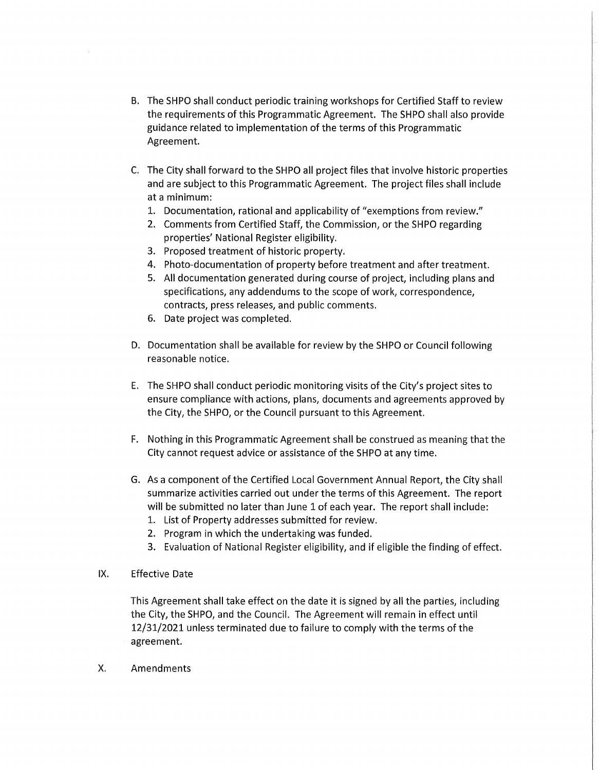B. The SHPO shall conduct periodic training workshops for Certified Staff to review the requirements of this Programmatic Agreement. The SHPO shall also provide guidance related to implementation of the terms of this Programmatic Agreement.

C. The City shall forward to the SHPO all project files that involve historic properties and are subject to this Programmatic Agreement. The project files shall include at a minimum:
   1. Documentation, rational and applicability of "exemptions from review."
   2. Comments from Certified Staff, the Commission, or the SHPO regarding properties' National Register eligibility.
   3. Proposed treatment of historic property.
   4. Photo-documentation of property before treatment and after treatment.
   5. All documentation generated during course of project, including plans and specifications, any addendums to the scope of work, correspondence, contracts, press releases, and public comments.
   6. Date project was completed.

D. Documentation shall be available for review by the SHPO or Council following reasonable notice.

E. The SHPO shall conduct periodic monitoring visits of the City's project sites to ensure compliance with actions, plans, documents and agreements approved by the City, the SHPO, or the Council pursuant to this Agreement.

F. Nothing in this Programmatic Agreement shall be construed as meaning that the City cannot request advice or assistance of the SHPO at any time.

G. As a component of the Certified Local Government Annual Report, the City shall summarize activities carried out under the terms of this Agreement. The report will be submitted no later than June 1 of each year. The report shall include:
   1. List of Property addresses submitted for review.
   2. Program in which the undertaking was funded.
   3. Evaluation of National Register eligibility, and if eligible the finding of effect.

IX. Effective Date

This Agreement shall take effect on the date it is signed by all the parties, including the City, the SHPO, and the Council. The Agreement will remain in effect until 12/31/2021 unless terminated due to failure to comply with the terms of the agreement.

X. Amendments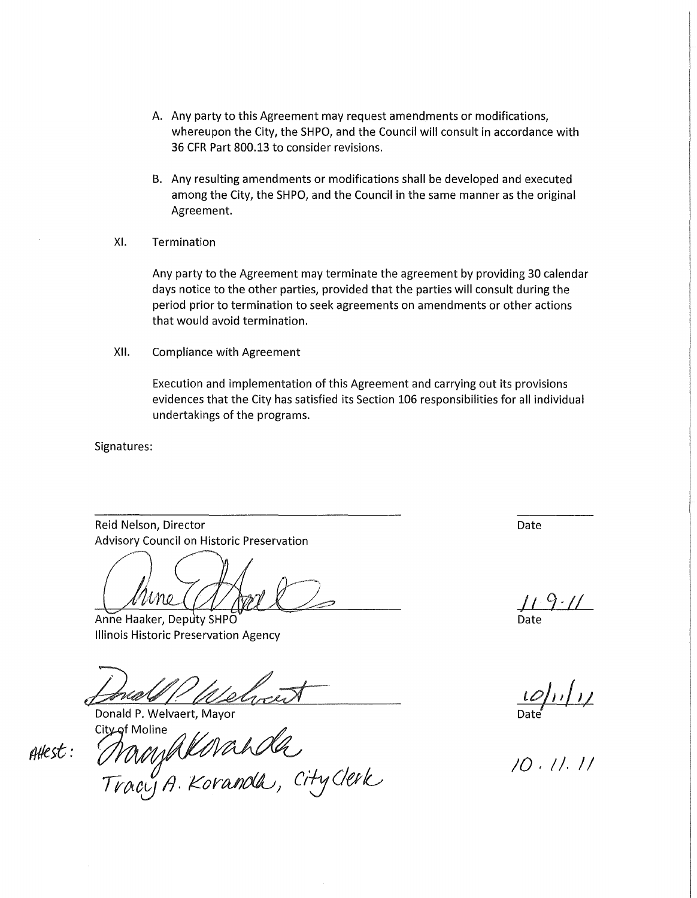A. Any party to this Agreement may request amendments or modifications, whereupon the City, the SHPO, and the Council will consult in accordance with 36 CFR Part 800.13 to consider revisions.

B. Any resulting amendments or modifications shall be developed and executed among the City, the SHPO, and the Council in the same manner as the original Agreement.

XI. Termination

Any party to the Agreement may terminate the agreement by providing 30 calendar days notice to the other parties, provided that the parties will consult during the period prior to termination to seek agreements on amendments or other actions that would avoid termination.

XII. Compliance with Agreement

Execution and implementation of this Agreement and carrying out its provisions evidences that the City has satisfied its Section 106 responsibilities for all individual undertakings of the programs.

Signatures:

_______________________________ Date: ________
Reid Nelson, Director
Advisory Council on Historic Preservation

_______________________________ Date: 11-9-11
Anne Haaker, Deputy SHPO
Illinois Historic Preservation Agency

_______________________________ Date: 10/11/11
Donald P. Welvaert, Mayor
City of Moline

Attest: _______________________________ 10.11.11
Tracy A. Koranda, City Clerk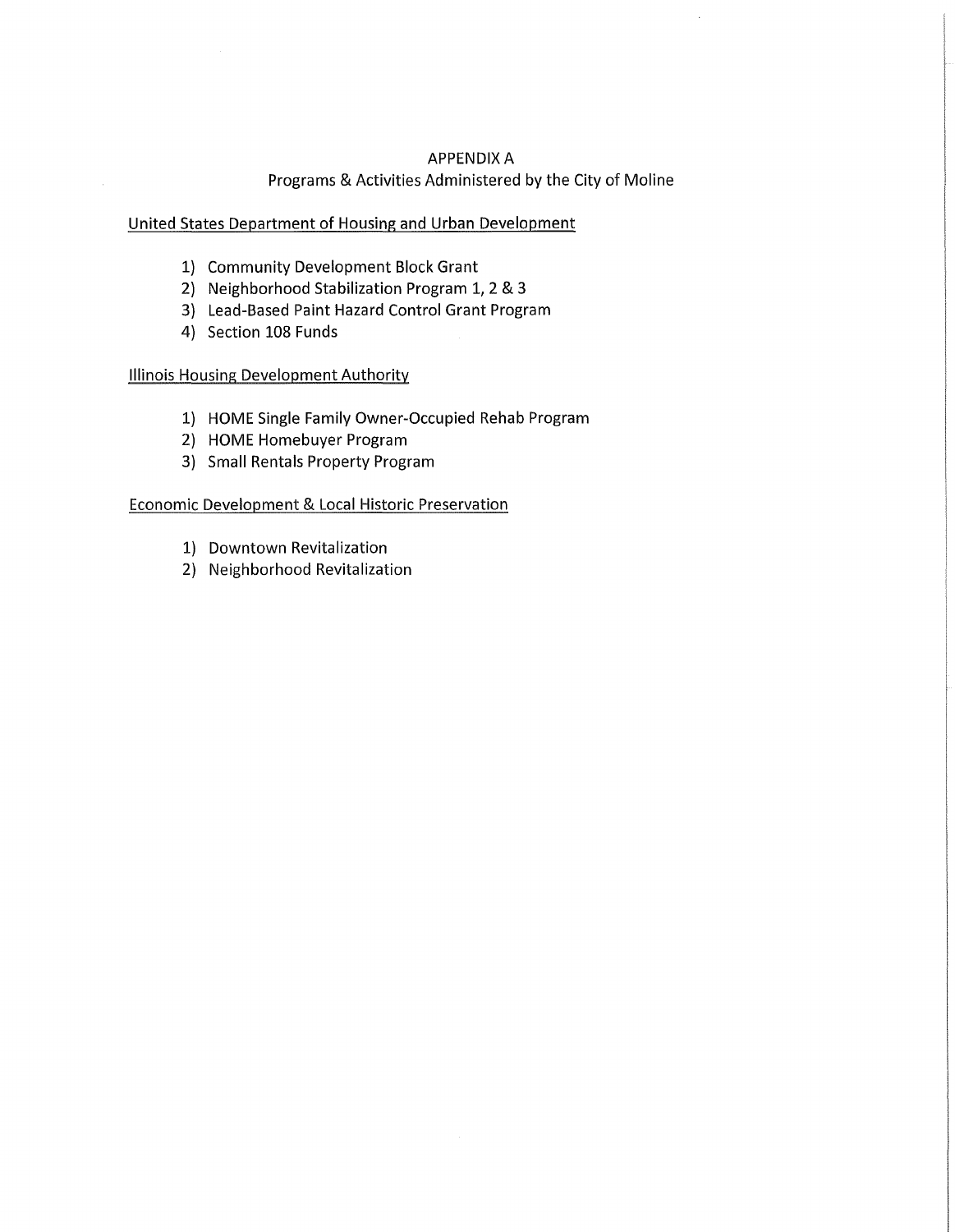# APPENDIX A

## Programs & Activities Administered by the City of Moline

United States Department of Housing and Urban Development

1) Community Development Block Grant
2) Neighborhood Stabilization Program 1, 2 & 3
3) Lead-Based Paint Hazard Control Grant Program
4) Section 108 Funds

Illinois Housing Development Authority

1) HOME Single Family Owner-Occupied Rehab Program
2) HOME Homebuyer Program
3) Small Rentals Property Program

Economic Development & Local Historic Preservation

1) Downtown Revitalization
2) Neighborhood Revitalization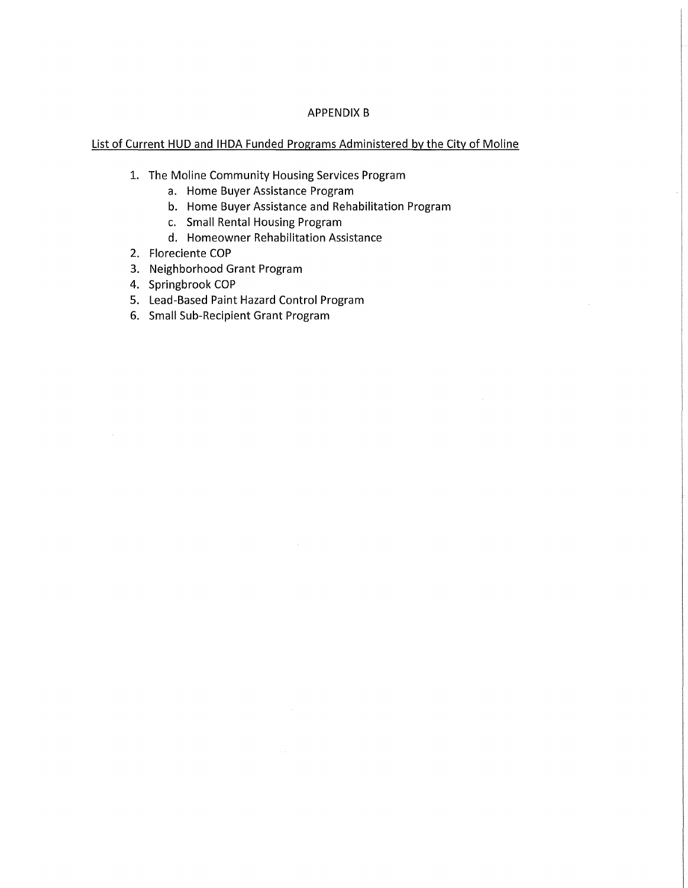# APPENDIX B

List of Current HUD and IHDA Funded Programs Administered by the City of Moline

1. The Moline Community Housing Services Program
   a. Home Buyer Assistance Program
   b. Home Buyer Assistance and Rehabilitation Program
   c. Small Rental Housing Program
   d. Homeowner Rehabilitation Assistance
2. Floreciente COP
3. Neighborhood Grant Program
4. Springbrook COP
5. Lead-Based Paint Hazard Control Program
6. Small Sub-Recipient Grant Program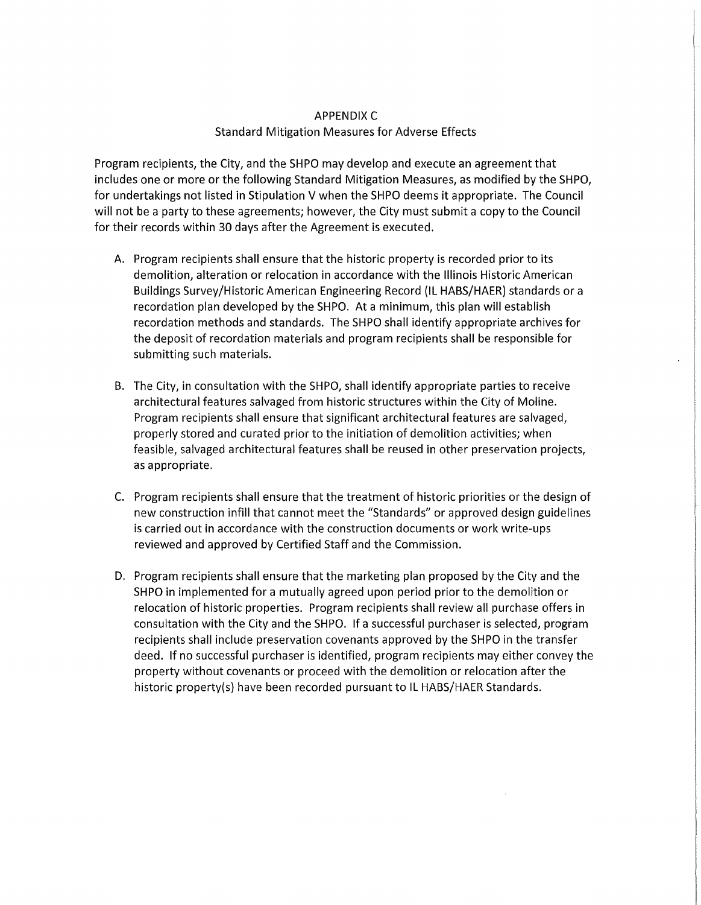# APPENDIX C
## Standard Mitigation Measures for Adverse Effects

Program recipients, the City, and the SHPO may develop and execute an agreement that includes one or more or the following Standard Mitigation Measures, as modified by the SHPO, for undertakings not listed in Stipulation V when the SHPO deems it appropriate. The Council will not be a party to these agreements; however, the City must submit a copy to the Council for their records within 30 days after the Agreement is executed.

A. Program recipients shall ensure that the historic property is recorded prior to its demolition, alteration or relocation in accordance with the Illinois Historic American Buildings Survey/Historic American Engineering Record (IL HABS/HAER) standards or a recordation plan developed by the SHPO. At a minimum, this plan will establish recordation methods and standards. The SHPO shall identify appropriate archives for the deposit of recordation materials and program recipients shall be responsible for submitting such materials.

B. The City, in consultation with the SHPO, shall identify appropriate parties to receive architectural features salvaged from historic structures within the City of Moline. Program recipients shall ensure that significant architectural features are salvaged, properly stored and curated prior to the initiation of demolition activities; when feasible, salvaged architectural features shall be reused in other preservation projects, as appropriate.

C. Program recipients shall ensure that the treatment of historic priorities or the design of new construction infill that cannot meet the "Standards" or approved design guidelines is carried out in accordance with the construction documents or work write-ups reviewed and approved by Certified Staff and the Commission.

D. Program recipients shall ensure that the marketing plan proposed by the City and the SHPO in implemented for a mutually agreed upon period prior to the demolition or relocation of historic properties. Program recipients shall review all purchase offers in consultation with the City and the SHPO. If a successful purchaser is selected, program recipients shall include preservation covenants approved by the SHPO in the transfer deed. If no successful purchaser is identified, program recipients may either convey the property without covenants or proceed with the demolition or relocation after the historic property(s) have been recorded pursuant to IL HABS/HAER Standards.